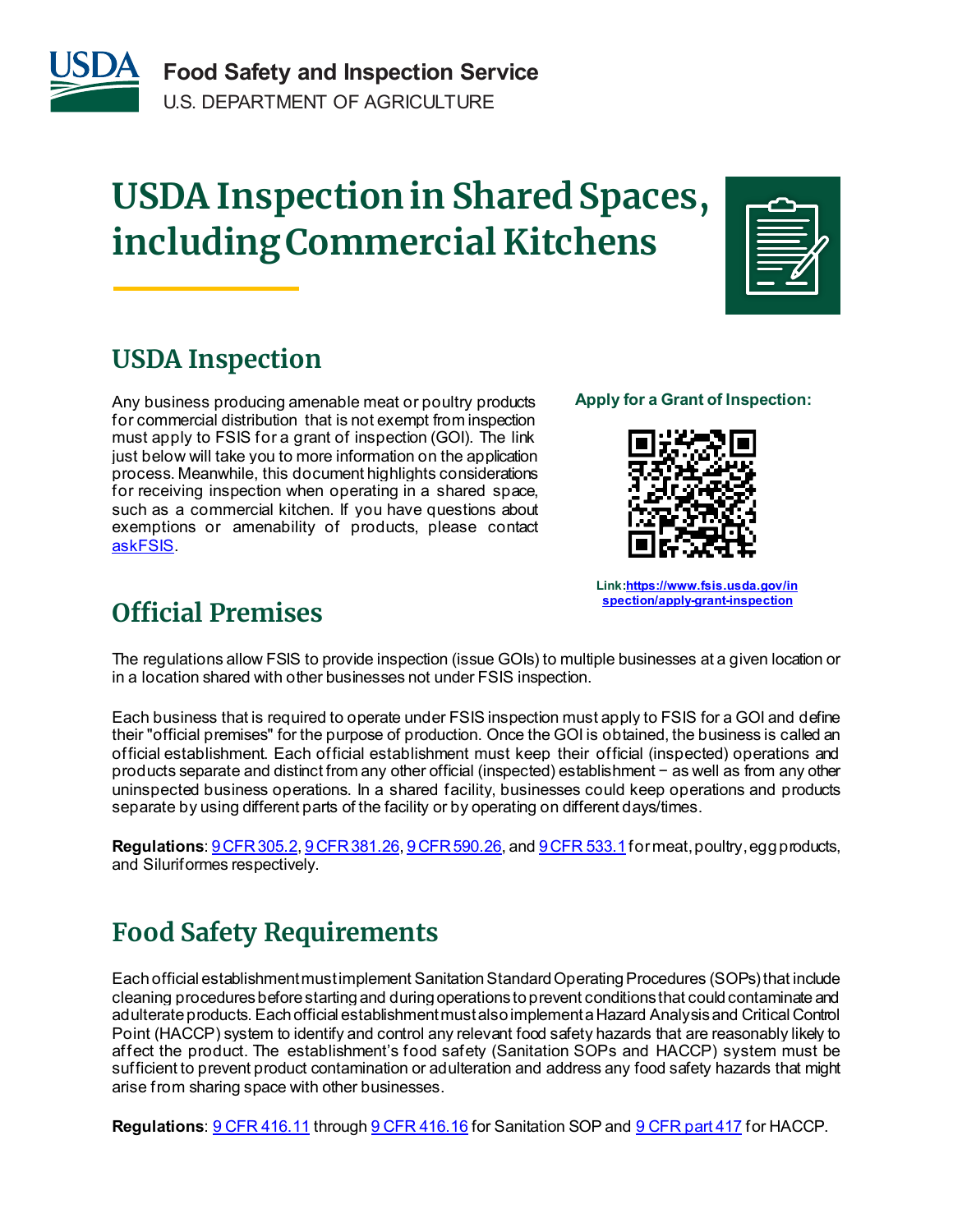Food Safety and Inspection Service
U.S. DEPARTMENT OF AGRICULTURE

# USDA Inspection in Shared Spaces, including Commercial Kitchens

## USDA Inspection

Any business producing amenable meat or poultry products for commercial distribution that is not exempt from inspection must apply to FSIS for a grant of inspection (GOI). The link just below will take you to more information on the application process. Meanwhile, this document highlights considerations for receiving inspection when operating in a shared space, such as a commercial kitchen. If you have questions about exemptions or amenability of products, please contact askFSIS.

**Apply for a Grant of Inspection:**

Link: https://www.fsis.usda.gov/inspection/apply-grant-inspection

## Official Premises

The regulations allow FSIS to provide inspection (issue GOIs) to multiple businesses at a given location or in a location shared with other businesses not under FSIS inspection.

Each business that is required to operate under FSIS inspection must apply to FSIS for a GOI and define their "official premises" for the purpose of production. Once the GOI is obtained, the business is called an official establishment. Each official establishment must keep their official (inspected) operations and products separate and distinct from any other official (inspected) establishment − as well as from any other uninspected business operations. In a shared facility, businesses could keep operations and products separate by using different parts of the facility or by operating on different days/times.

**Regulations**: 9 CFR 305.2, 9 CFR 381.26, 9 CFR 590.26, and 9 CFR 533.1 for meat, poultry, egg products, and Siluriformes respectively.

## Food Safety Requirements

Each official establishment must implement Sanitation Standard Operating Procedures (SOPs) that include cleaning procedures before starting and during operations to prevent conditions that could contaminate and adulterate products. Each official establishment must also implement a Hazard Analysis and Critical Control Point (HACCP) system to identify and control any relevant food safety hazards that are reasonably likely to affect the product. The establishment's food safety (Sanitation SOPs and HACCP) system must be sufficient to prevent product contamination or adulteration and address any food safety hazards that might arise from sharing space with other businesses.

**Regulations**: 9 CFR 416.11 through 9 CFR 416.16 for Sanitation SOP and 9 CFR part 417 for HACCP.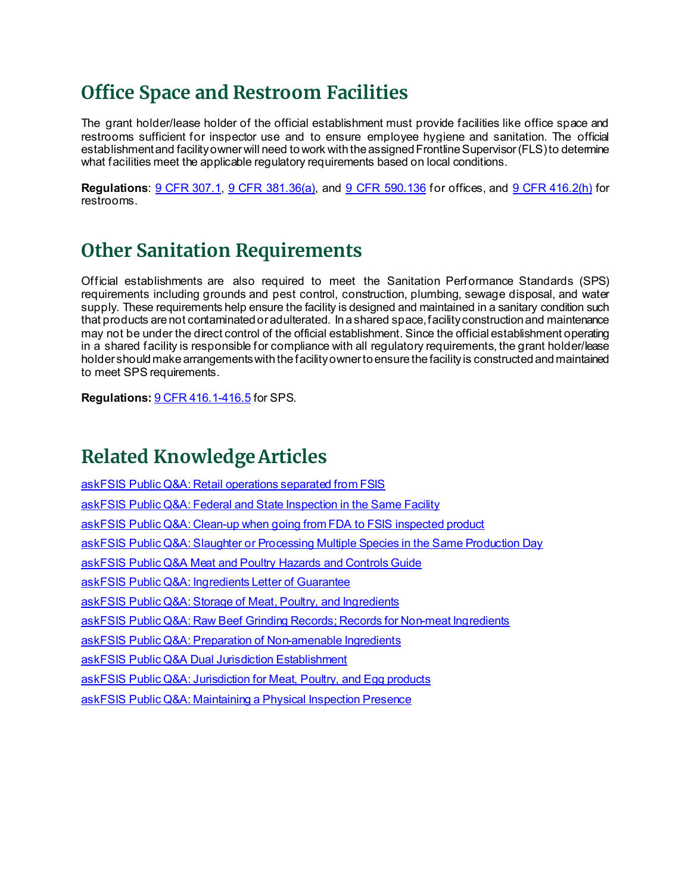## Office Space and Restroom Facilities

The grant holder/lease holder of the official establishment must provide facilities like office space and restrooms sufficient for inspector use and to ensure employee hygiene and sanitation. The official establishment and facility owner will need to work with the assigned Frontline Supervisor (FLS) to determine what facilities meet the applicable regulatory requirements based on local conditions.

**Regulations**: 9 CFR 307.1, 9 CFR 381.36(a), and 9 CFR 590.136 for offices, and 9 CFR 416.2(h) for restrooms.

## Other Sanitation Requirements

Official establishments are also required to meet the Sanitation Performance Standards (SPS) requirements including grounds and pest control, construction, plumbing, sewage disposal, and water supply. These requirements help ensure the facility is designed and maintained in a sanitary condition such that products are not contaminated or adulterated. In a shared space, facility construction and maintenance may not be under the direct control of the official establishment. Since the official establishment operating in a shared facility is responsible for compliance with all regulatory requirements, the grant holder/lease holder should make arrangements with the facility owner to ensure the facility is constructed and maintained to meet SPS requirements.

**Regulations:** 9 CFR 416.1-416.5 for SPS.

## Related Knowledge Articles

askFSIS Public Q&A: Retail operations separated from FSIS

askFSIS Public Q&A: Federal and State Inspection in the Same Facility

askFSIS Public Q&A: Clean-up when going from FDA to FSIS inspected product

askFSIS Public Q&A: Slaughter or Processing Multiple Species in the Same Production Day

askFSIS Public Q&A Meat and Poultry Hazards and Controls Guide

askFSIS Public Q&A: Ingredients Letter of Guarantee

askFSIS Public Q&A: Storage of Meat, Poultry, and Ingredients

askFSIS Public Q&A: Raw Beef Grinding Records; Records for Non-meat Ingredients

askFSIS Public Q&A: Preparation of Non-amenable Ingredients

askFSIS Public Q&A Dual Jurisdiction Establishment

askFSIS Public Q&A: Jurisdiction for Meat, Poultry, and Egg products

askFSIS Public Q&A: Maintaining a Physical Inspection Presence